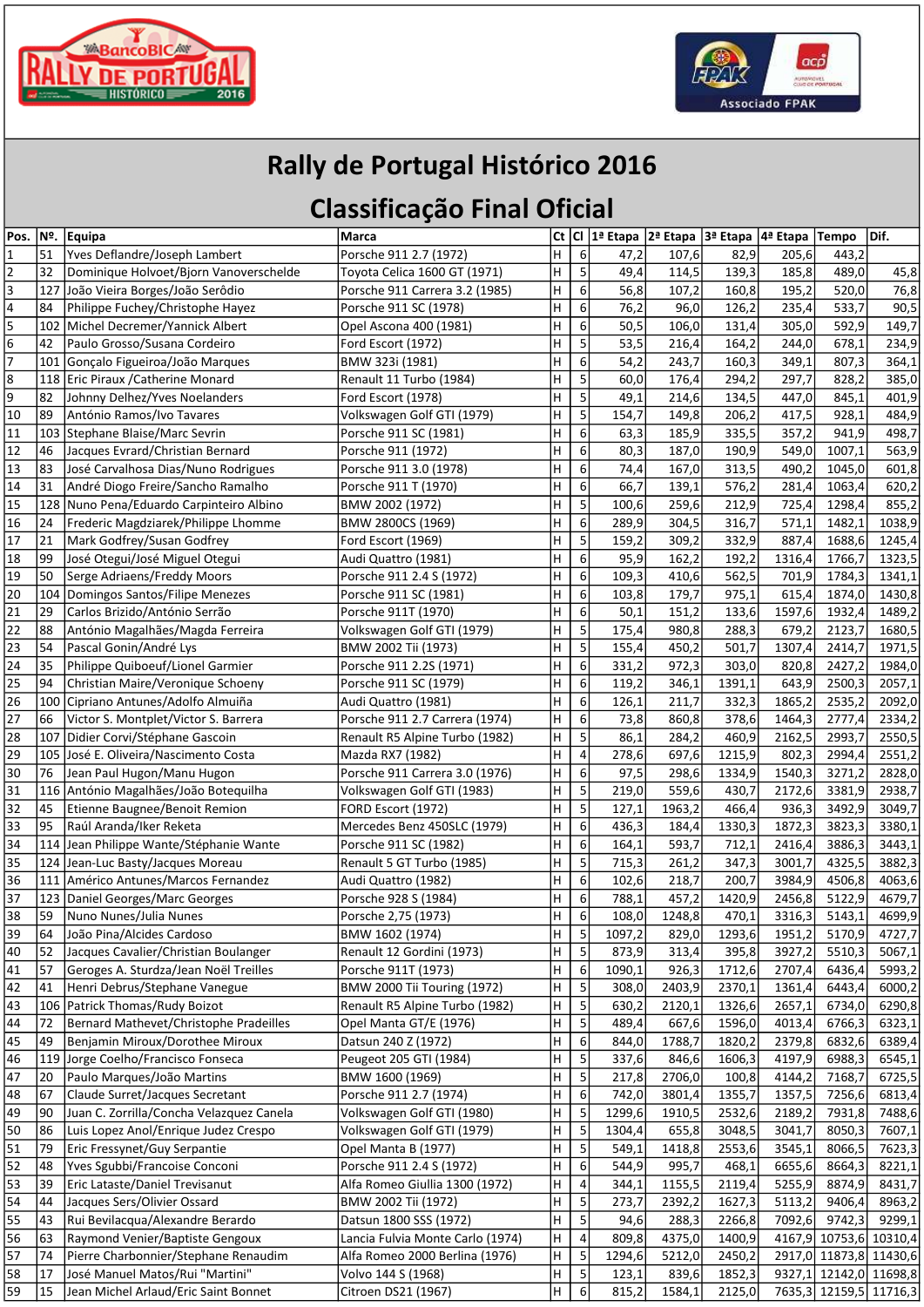# Rally de Portugal Histórico 2016

## Classificação Final Oficial

| Pos. | Nº. | Equipa | Marca | Ct | Cl | 1ª Etapa | 2ª Etapa | 3ª Etapa | 4ª Etapa | Tempo | Dif. |
|---|---|---|---|---|---|---|---|---|---|---|---|
| 1 | 51 | Yves Deflandre/Joseph Lambert | Porsche 911 2.7 (1972) | H | 6 | 47,2 | 107,6 | 82,9 | 205,6 | 443,2 | |
| 2 | 32 | Dominique Holvoet/Bjorn Vanoverschelde | Toyota Celica 1600 GT (1971) | H | 5 | 49,4 | 114,5 | 139,3 | 185,8 | 489,0 | 45,8 |
| 3 | 127 | João Vieira Borges/João Serôdio | Porsche 911 Carrera 3.2 (1985) | H | 6 | 56,8 | 107,2 | 160,8 | 195,2 | 520,0 | 76,8 |
| 4 | 84 | Philippe Fuchey/Christophe Hayez | Porsche 911 SC (1978) | H | 6 | 76,2 | 96,0 | 126,2 | 235,4 | 533,7 | 90,5 |
| 5 | 102 | Michel Decremer/Yannick Albert | Opel Ascona 400 (1981) | H | 6 | 50,5 | 106,0 | 131,4 | 305,0 | 592,9 | 149,7 |
| 6 | 42 | Paulo Grosso/Susana Cordeiro | Ford Escort (1972) | H | 5 | 53,5 | 216,4 | 164,2 | 244,0 | 678,1 | 234,9 |
| 7 | 101 | Gonçalo Figueiroa/João Marques | BMW 323i (1981) | H | 6 | 54,2 | 243,7 | 160,3 | 349,1 | 807,3 | 364,1 |
| 8 | 118 | Eric Piraux /Catherine Monard | Renault 11 Turbo (1984) | H | 5 | 60,0 | 176,4 | 294,2 | 297,7 | 828,2 | 385,0 |
| 9 | 82 | Johnny Delhez/Yves Noelanders | Ford Escort (1978) | H | 5 | 49,1 | 214,6 | 134,5 | 447,0 | 845,1 | 401,9 |
| 10 | 89 | António Ramos/Ivo Tavares | Volkswagen Golf GTI (1979) | H | 5 | 154,7 | 149,8 | 206,2 | 417,5 | 928,1 | 484,9 |
| 11 | 103 | Stephane Blaise/Marc Sevrin | Porsche 911 SC (1981) | H | 6 | 63,3 | 185,9 | 335,5 | 357,2 | 941,9 | 498,7 |
| 12 | 46 | Jacques Evrard/Christian Bernard | Porsche 911 (1972) | H | 6 | 80,3 | 187,0 | 190,9 | 549,0 | 1007,1 | 563,9 |
| 13 | 83 | José Carvalhosa Dias/Nuno Rodrigues | Porsche 911 3.0 (1978) | H | 6 | 74,4 | 167,0 | 313,5 | 490,2 | 1045,0 | 601,8 |
| 14 | 31 | André Diogo Freire/Sancho Ramalho | Porsche 911 T (1970) | H | 6 | 66,7 | 139,1 | 576,2 | 281,4 | 1063,4 | 620,2 |
| 15 | 128 | Nuno Pena/Eduardo Carpinteiro Albino | BMW 2002 (1972) | H | 5 | 100,6 | 259,6 | 212,9 | 725,4 | 1298,4 | 855,2 |
| 16 | 24 | Frederic Magdziarek/Philippe Lhomme | BMW 2800CS (1969) | H | 6 | 289,9 | 304,5 | 316,7 | 571,1 | 1482,1 | 1038,9 |
| 17 | 21 | Mark Godfrey/Susan Godfrey | Ford Escort (1969) | H | 5 | 159,2 | 309,2 | 332,9 | 887,4 | 1688,6 | 1245,4 |
| 18 | 99 | José Otegui/José Miguel Otegui | Audi Quattro (1981) | H | 6 | 95,9 | 162,2 | 192,2 | 1316,4 | 1766,7 | 1323,5 |
| 19 | 50 | Serge Adriaens/Freddy Moors | Porsche 911 2.4 S (1972) | H | 6 | 109,3 | 410,6 | 562,5 | 701,9 | 1784,3 | 1341,1 |
| 20 | 104 | Domingos Santos/Filipe Menezes | Porsche 911 SC (1981) | H | 6 | 103,8 | 179,7 | 975,1 | 615,4 | 1874,0 | 1430,8 |
| 21 | 29 | Carlos Brizido/António Serrão | Porsche 911T (1970) | H | 6 | 50,1 | 151,2 | 133,6 | 1597,6 | 1932,4 | 1489,2 |
| 22 | 88 | António Magalhães/Magda Ferreira | Volkswagen Golf GTI (1979) | H | 5 | 175,4 | 980,8 | 288,3 | 679,2 | 2123,7 | 1680,5 |
| 23 | 54 | Pascal Gonin/André Lys | BMW 2002 Tii (1973) | H | 5 | 155,4 | 450,2 | 501,7 | 1307,4 | 2414,7 | 1971,5 |
| 24 | 35 | Philippe Quiboeuf/Lionel Garmier | Porsche 911 2.2S (1971) | H | 6 | 331,2 | 972,3 | 303,0 | 820,8 | 2427,2 | 1984,0 |
| 25 | 94 | Christian Maire/Veronique Schoeny | Porsche 911 SC (1979) | H | 6 | 119,2 | 346,1 | 1391,1 | 643,9 | 2500,3 | 2057,1 |
| 26 | 100 | Cipriano Antunes/Adolfo Almuiña | Audi Quattro (1981) | H | 6 | 126,1 | 211,7 | 332,3 | 1865,2 | 2535,2 | 2092,0 |
| 27 | 66 | Victor S. Montplet/Victor S. Barrera | Porsche 911 2.7 Carrera (1974) | H | 6 | 73,8 | 860,8 | 378,6 | 1464,3 | 2777,4 | 2334,2 |
| 28 | 107 | Didier Corvi/Stéphane Gascoin | Renault R5 Alpine Turbo (1982) | H | 5 | 86,1 | 284,2 | 460,9 | 2162,5 | 2993,7 | 2550,5 |
| 29 | 105 | José E. Oliveira/Nascimento Costa | Mazda RX7 (1982) | H | 4 | 278,6 | 697,6 | 1215,9 | 802,3 | 2994,4 | 2551,2 |
| 30 | 76 | Jean Paul Hugon/Manu Hugon | Porsche 911 Carrera 3.0 (1976) | H | 6 | 97,5 | 298,6 | 1334,9 | 1540,3 | 3271,2 | 2828,0 |
| 31 | 116 | António Magalhães/João Botequilha | Volkswagen Golf GTI (1983) | H | 5 | 219,0 | 559,6 | 430,7 | 2172,6 | 3381,9 | 2938,7 |
| 32 | 45 | Etienne Baugnee/Benoit Remion | FORD Escort (1972) | H | 5 | 127,1 | 1963,2 | 466,4 | 936,3 | 3492,9 | 3049,7 |
| 33 | 95 | Raúl Aranda/Iker Reketa | Mercedes Benz 450SLC (1979) | H | 6 | 436,3 | 184,4 | 1330,3 | 1872,3 | 3823,3 | 3380,1 |
| 34 | 114 | Jean Philippe Wante/Stéphanie Wante | Porsche 911 SC (1982) | H | 6 | 164,1 | 593,7 | 712,1 | 2416,4 | 3886,3 | 3443,1 |
| 35 | 124 | Jean-Luc Basty/Jacques Moreau | Renault 5 GT Turbo (1985) | H | 5 | 715,3 | 261,2 | 347,3 | 3001,7 | 4325,5 | 3882,3 |
| 36 | 111 | Américo Antunes/Marcos Fernandez | Audi Quattro (1982) | H | 6 | 102,6 | 218,7 | 200,7 | 3984,9 | 4506,8 | 4063,6 |
| 37 | 123 | Daniel Georges/Marc Georges | Porsche 928 S (1984) | H | 6 | 788,1 | 457,2 | 1420,9 | 2456,8 | 5122,9 | 4679,7 |
| 38 | 59 | Nuno Nunes/Julia Nunes | Porsche 2,75 (1973) | H | 6 | 108,0 | 1248,8 | 470,1 | 3316,3 | 5143,1 | 4699,9 |
| 39 | 64 | João Pina/Alcides Cardoso | BMW 1602 (1974) | H | 5 | 1097,2 | 829,0 | 1293,6 | 1951,2 | 5170,9 | 4727,7 |
| 40 | 52 | Jacques Cavalier/Christian Boulanger | Renault 12 Gordini (1973) | H | 5 | 873,9 | 313,4 | 395,8 | 3927,2 | 5510,3 | 5067,1 |
| 41 | 57 | Geroges A. Sturdza/Jean Noël Treilles | Porsche 911T (1973) | H | 6 | 1090,1 | 926,3 | 1712,6 | 2707,4 | 6436,4 | 5993,2 |
| 42 | 41 | Henri Debrus/Stephane Vanegue | BMW 2000 Tii Touring (1972) | H | 5 | 308,0 | 2403,9 | 2370,1 | 1361,4 | 6443,4 | 6000,2 |
| 43 | 106 | Patrick Thomas/Rudy Boizot | Renault R5 Alpine Turbo (1982) | H | 5 | 630,2 | 2120,1 | 1326,6 | 2657,1 | 6734,0 | 6290,8 |
| 44 | 72 | Bernard Mathevet/Christophe Pradeilles | Opel Manta GT/E (1976) | H | 5 | 489,4 | 667,6 | 1596,0 | 4013,4 | 6766,3 | 6323,1 |
| 45 | 49 | Benjamin Miroux/Dorothee Miroux | Datsun 240 Z (1972) | H | 6 | 844,0 | 1788,7 | 1820,2 | 2379,8 | 6832,6 | 6389,4 |
| 46 | 119 | Jorge Coelho/Francisco Fonseca | Peugeot 205 GTI (1984) | H | 5 | 337,6 | 846,6 | 1606,3 | 4197,9 | 6988,3 | 6545,1 |
| 47 | 20 | Paulo Marques/João Martins | BMW 1600 (1969) | H | 5 | 217,8 | 2706,0 | 100,8 | 4144,2 | 7168,7 | 6725,5 |
| 48 | 67 | Claude Surret/Jacques Secretant | Porsche 911 2.7 (1974) | H | 6 | 742,0 | 3801,4 | 1355,7 | 1357,5 | 7256,6 | 6813,4 |
| 49 | 90 | Juan C. Zorrilla/Concha Velazquez Canela | Volkswagen Golf GTI (1980) | H | 5 | 1299,6 | 1910,5 | 2532,6 | 2189,2 | 7931,8 | 7488,6 |
| 50 | 86 | Luis Lopez Anol/Enrique Judez Crespo | Volkswagen Golf GTI (1979) | H | 5 | 1304,4 | 655,8 | 3048,5 | 3041,7 | 8050,3 | 7607,1 |
| 51 | 79 | Eric Fressynet/Guy Serpantie | Opel Manta B (1977) | H | 5 | 549,1 | 1418,8 | 2553,6 | 3545,1 | 8066,5 | 7623,3 |
| 52 | 48 | Yves Sgubbi/Francoise Conconi | Porsche 911 2.4 S (1972) | H | 6 | 544,9 | 995,7 | 468,1 | 6655,6 | 8664,3 | 8221,1 |
| 53 | 39 | Eric Lataste/Daniel Trevisanut | Alfa Romeo Giullia 1300 (1972) | H | 4 | 344,1 | 1155,5 | 2119,4 | 5255,9 | 8874,9 | 8431,7 |
| 54 | 44 | Jacques Sers/Olivier Ossard | BMW 2002 Tii (1972) | H | 5 | 273,7 | 2392,2 | 1627,3 | 5113,2 | 9406,4 | 8963,2 |
| 55 | 43 | Rui Bevilacqua/Alexandre Berardo | Datsun 1800 SSS (1972) | H | 5 | 94,6 | 288,3 | 2266,8 | 7092,6 | 9742,3 | 9299,1 |
| 56 | 63 | Raymond Venier/Baptiste Gengoux | Lancia Fulvia Monte Carlo (1974) | H | 4 | 809,8 | 4375,0 | 1400,9 | 4167,9 | 10753,6 | 10310,4 |
| 57 | 74 | Pierre Charbonnier/Stephane Renaudim | Alfa Romeo 2000 Berlina (1976) | H | 5 | 1294,6 | 5212,0 | 2450,2 | 2917,0 | 11873,8 | 11430,6 |
| 58 | 17 | José Manuel Matos/Rui "Martini" | Volvo 144 S (1968) | H | 5 | 123,1 | 839,6 | 1852,3 | 9327,1 | 12142,0 | 11698,8 |
| 59 | 15 | Jean Michel Arlaud/Eric Saint Bonnet | Citroen DS21 (1967) | H | 6 | 815,2 | 1584,1 | 2125,0 | 7635,3 | 12159,5 | 11716,3 |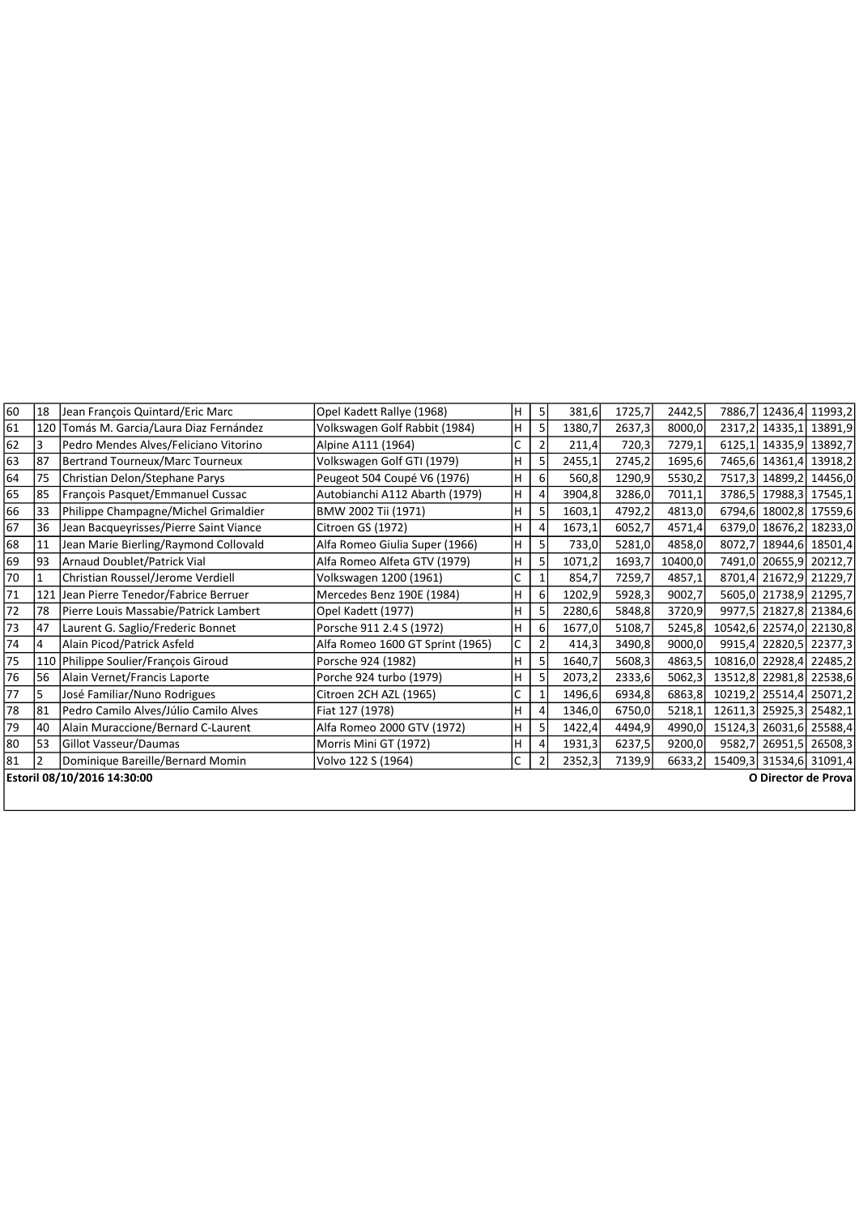| | | | | | | | | | | | |
|---|---|---|---|---|---|---|---|---|---|---|---|
| 60 | 18 | Jean François Quintard/Eric Marc | Opel Kadett Rallye (1968) | H | 5 | 381,6 | 1725,7 | 2442,5 | 7886,7 | 12436,4 | 11993,2 |
| 61 | 120 | Tomás M. Garcia/Laura Diaz Fernández | Volkswagen Golf Rabbit (1984) | H | 5 | 1380,7 | 2637,3 | 8000,0 | 2317,2 | 14335,1 | 13891,9 |
| 62 | 3 | Pedro Mendes Alves/Feliciano Vitorino | Alpine A111 (1964) | C | 2 | 211,4 | 720,3 | 7279,1 | 6125,1 | 14335,9 | 13892,7 |
| 63 | 87 | Bertrand Tourneux/Marc Tourneux | Volkswagen Golf GTI (1979) | H | 5 | 2455,1 | 2745,2 | 1695,6 | 7465,6 | 14361,4 | 13918,2 |
| 64 | 75 | Christian Delon/Stephane Parys | Peugeot 504 Coupé V6 (1976) | H | 6 | 560,8 | 1290,9 | 5530,2 | 7517,3 | 14899,2 | 14456,0 |
| 65 | 85 | François Pasquet/Emmanuel Cussac | Autobianchi A112 Abarth (1979) | H | 4 | 3904,8 | 3286,0 | 7011,1 | 3786,5 | 17988,3 | 17545,1 |
| 66 | 33 | Philippe Champagne/Michel Grimaldier | BMW 2002 Tii (1971) | H | 5 | 1603,1 | 4792,2 | 4813,0 | 6794,6 | 18002,8 | 17559,6 |
| 67 | 36 | Jean Bacqueyrisses/Pierre Saint Viance | Citroen GS (1972) | H | 4 | 1673,1 | 6052,7 | 4571,4 | 6379,0 | 18676,2 | 18233,0 |
| 68 | 11 | Jean Marie Bierling/Raymond Collovald | Alfa Romeo Giulia Super (1966) | H | 5 | 733,0 | 5281,0 | 4858,0 | 8072,7 | 18944,6 | 18501,4 |
| 69 | 93 | Arnaud Doublet/Patrick Vial | Alfa Romeo Alfeta GTV (1979) | H | 5 | 1071,2 | 1693,7 | 10400,0 | 7491,0 | 20655,9 | 20212,7 |
| 70 | 1 | Christian Roussel/Jerome Verdiell | Volkswagen 1200 (1961) | C | 1 | 854,7 | 7259,7 | 4857,1 | 8701,4 | 21672,9 | 21229,7 |
| 71 | 121 | Jean Pierre Tenedor/Fabrice Berruer | Mercedes Benz 190E (1984) | H | 6 | 1202,9 | 5928,3 | 9002,7 | 5605,0 | 21738,9 | 21295,7 |
| 72 | 78 | Pierre Louis Massabie/Patrick Lambert | Opel Kadett (1977) | H | 5 | 2280,6 | 5848,8 | 3720,9 | 9977,5 | 21827,8 | 21384,6 |
| 73 | 47 | Laurent G. Saglio/Frederic Bonnet | Porsche 911 2.4 S (1972) | H | 6 | 1677,0 | 5108,7 | 5245,8 | 10542,6 | 22574,0 | 22130,8 |
| 74 | 4 | Alain Picod/Patrick Asfeld | Alfa Romeo 1600 GT Sprint (1965) | C | 2 | 414,3 | 3490,8 | 9000,0 | 9915,4 | 22820,5 | 22377,3 |
| 75 | 110 | Philippe Soulier/François Giroud | Porsche 924 (1982) | H | 5 | 1640,7 | 5608,3 | 4863,5 | 10816,0 | 22928,4 | 22485,2 |
| 76 | 56 | Alain Vernet/Francis Laporte | Porche 924 turbo (1979) | H | 5 | 2073,2 | 2333,6 | 5062,3 | 13512,8 | 22981,8 | 22538,6 |
| 77 | 5 | José Familiar/Nuno Rodrigues | Citroen 2CH AZL (1965) | C | 1 | 1496,6 | 6934,8 | 6863,8 | 10219,2 | 25514,4 | 25071,2 |
| 78 | 81 | Pedro Camilo Alves/Júlio Camilo Alves | Fiat 127 (1978) | H | 4 | 1346,0 | 6750,0 | 5218,1 | 12611,3 | 25925,3 | 25482,1 |
| 79 | 40 | Alain Muraccione/Bernard C-Laurent | Alfa Romeo 2000 GTV (1972) | H | 5 | 1422,4 | 4494,9 | 4990,0 | 15124,3 | 26031,6 | 25588,4 |
| 80 | 53 | Gillot Vasseur/Daumas | Morris Mini GT (1972) | H | 4 | 1931,3 | 6237,5 | 9200,0 | 9582,7 | 26951,5 | 26508,3 |
| 81 | 2 | Dominique Bareille/Bernard Momin | Volvo 122 S (1964) | C | 2 | 2352,3 | 7139,9 | 6633,2 | 15409,3 | 31534,6 | 31091,4 |

**Estoril 08/10/2016 14:30:00** **O Director de Prova**